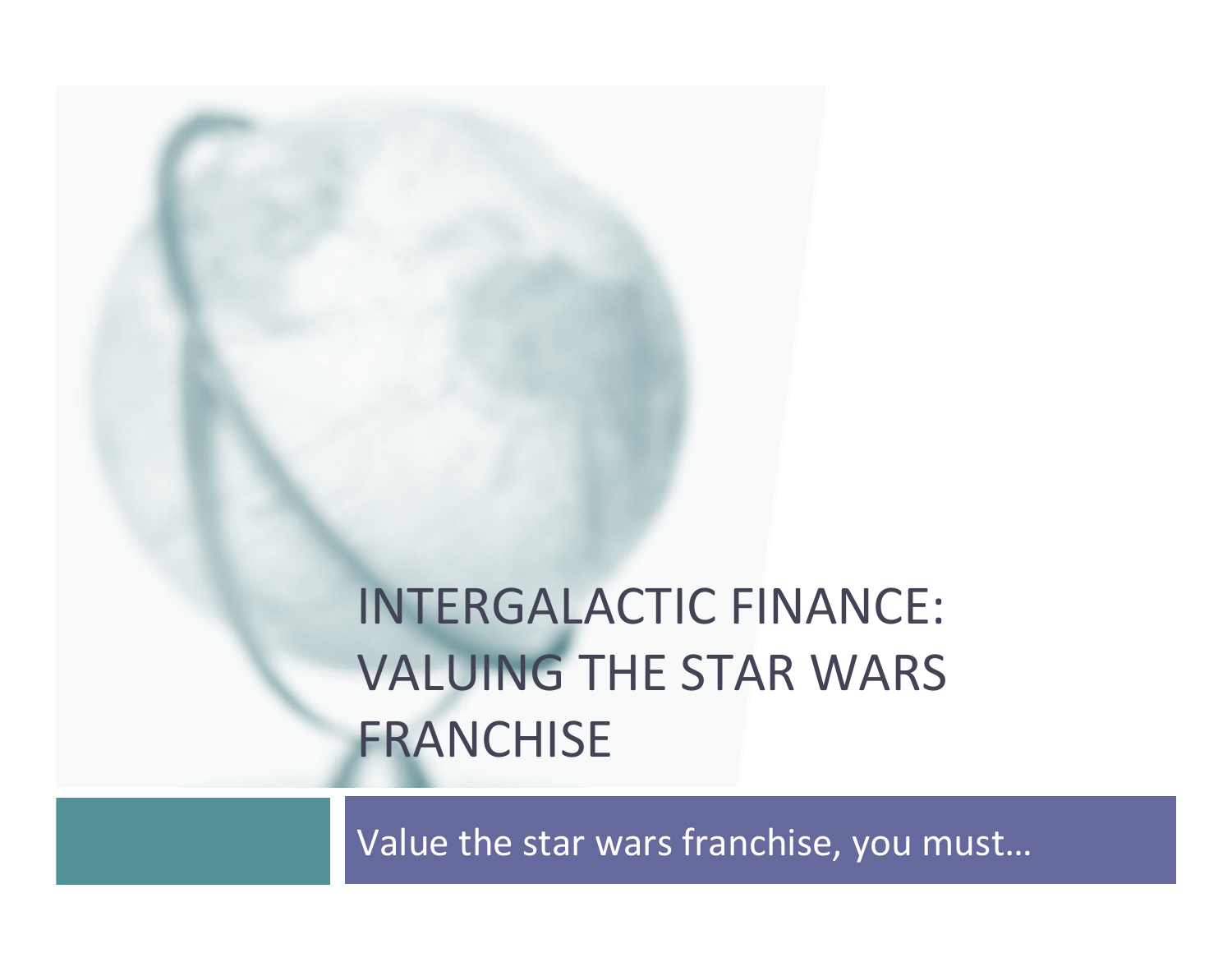# INTERGALACTIC FINANCE: VALUING THE STAR WARS FRANCHISE

Value the star wars franchise, you must…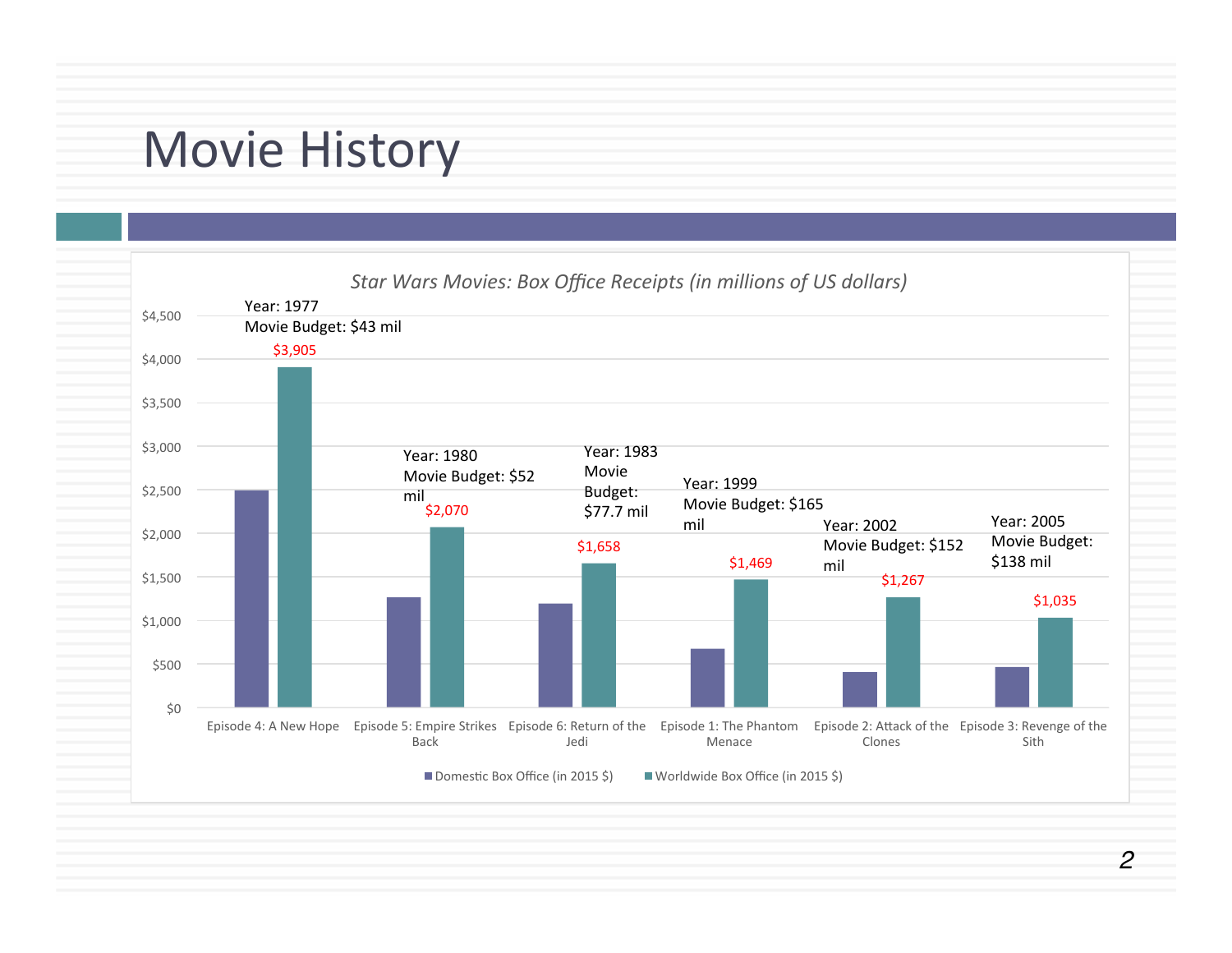# Movie History

*Star Wars Movies: Box Office Receipts (in millions of US dollars)*

$4,500
$4,000
$3,500
$3,000
$2,500
$2,000
$1,500
$1,000
$500
$0

Year: 1977
Movie Budget: $43 mil
$3,905

Year: 1980
Movie Budget: $52 mil
$2,070

Year: 1983
Movie Budget: $77.7 mil
$1,658

Year: 1999
Movie Budget: $165 mil
$1,469

Year: 2002
Movie Budget: $152 mil
$1,267

Year: 2005
Movie Budget: $138 mil
$1,035

Episode 4: A New Hope
Episode 5: Empire Strikes Back
Episode 6: Return of the Jedi
Episode 1: The Phantom Menace
Episode 2: Attack of the Clones
Episode 3: Revenge of the Sith

Domestic Box Office (in 2015 $)
Worldwide Box Office (in 2015 $)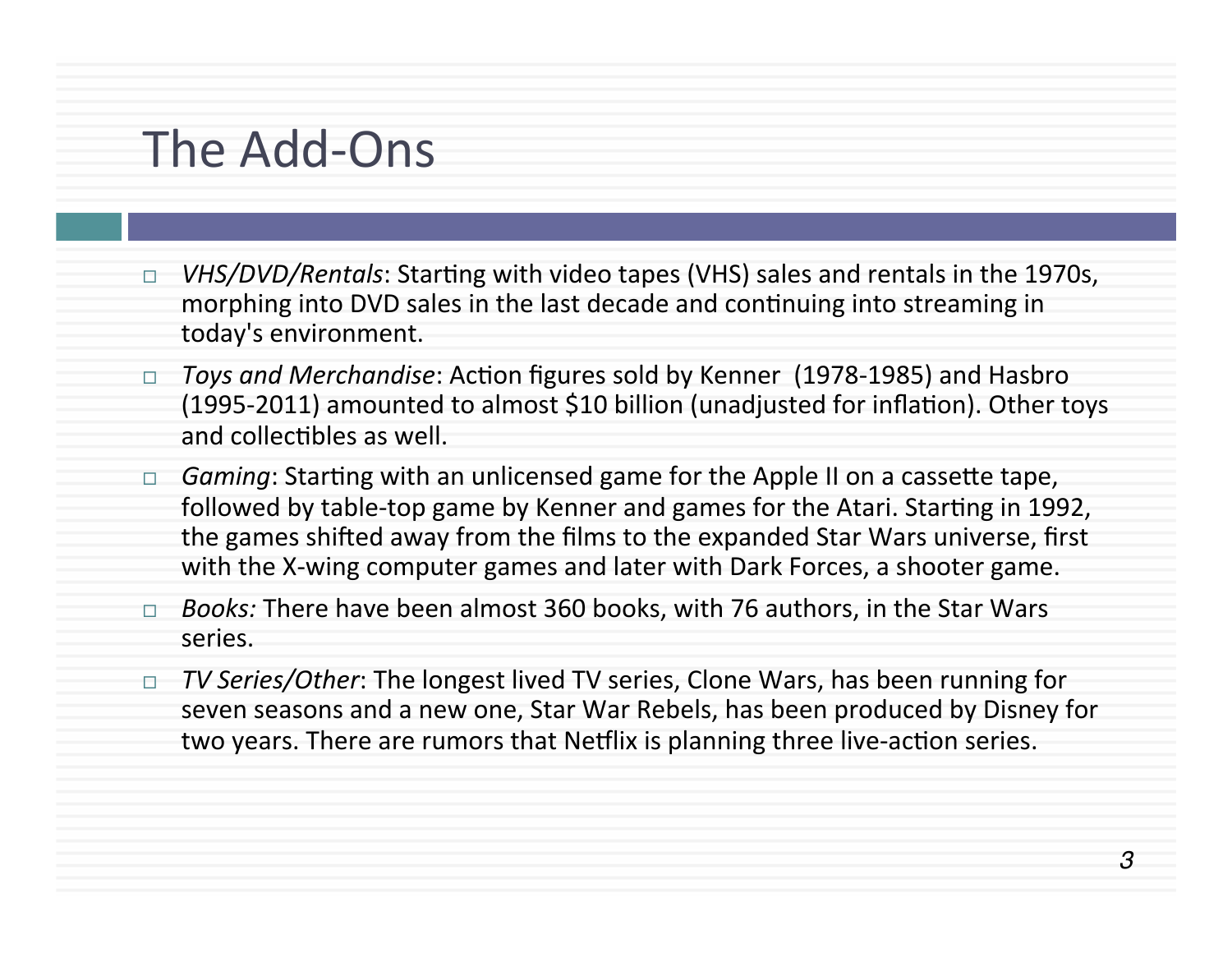# The Add-Ons

- *VHS/DVD/Rentals*: Starting with video tapes (VHS) sales and rentals in the 1970s, morphing into DVD sales in the last decade and continuing into streaming in today's environment.
- *Toys and Merchandise*: Action figures sold by Kenner (1978-1985) and Hasbro (1995-2011) amounted to almost $10 billion (unadjusted for inflation). Other toys and collectibles as well.
- *Gaming*: Starting with an unlicensed game for the Apple II on a cassette tape, followed by table-top game by Kenner and games for the Atari. Starting in 1992, the games shifted away from the films to the expanded Star Wars universe, first with the X-wing computer games and later with Dark Forces, a shooter game.
- *Books:* There have been almost 360 books, with 76 authors, in the Star Wars series.
- *TV Series/Other*: The longest lived TV series, Clone Wars, has been running for seven seasons and a new one, Star War Rebels, has been produced by Disney for two years. There are rumors that Netflix is planning three live-action series.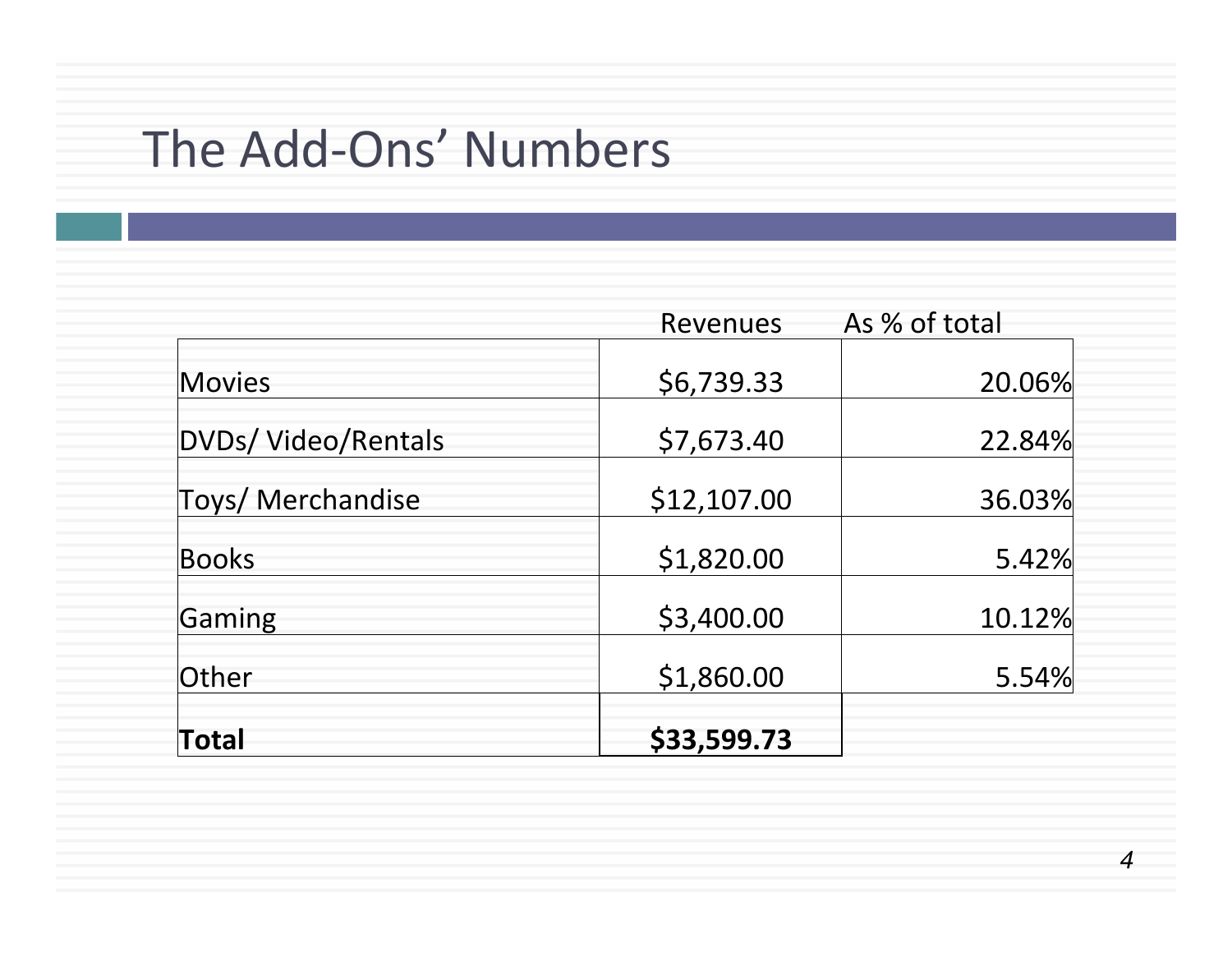# The Add-Ons' Numbers

| | Revenues | As % of total |
|---|---|---|
| Movies | $6,739.33 | 20.06% |
| DVDs/ Video/Rentals | $7,673.40 | 22.84% |
| Toys/ Merchandise | $12,107.00 | 36.03% |
| Books | $1,820.00 | 5.42% |
| Gaming | $3,400.00 | 10.12% |
| Other | $1,860.00 | 5.54% |
| **Total** | **$33,599.73** | |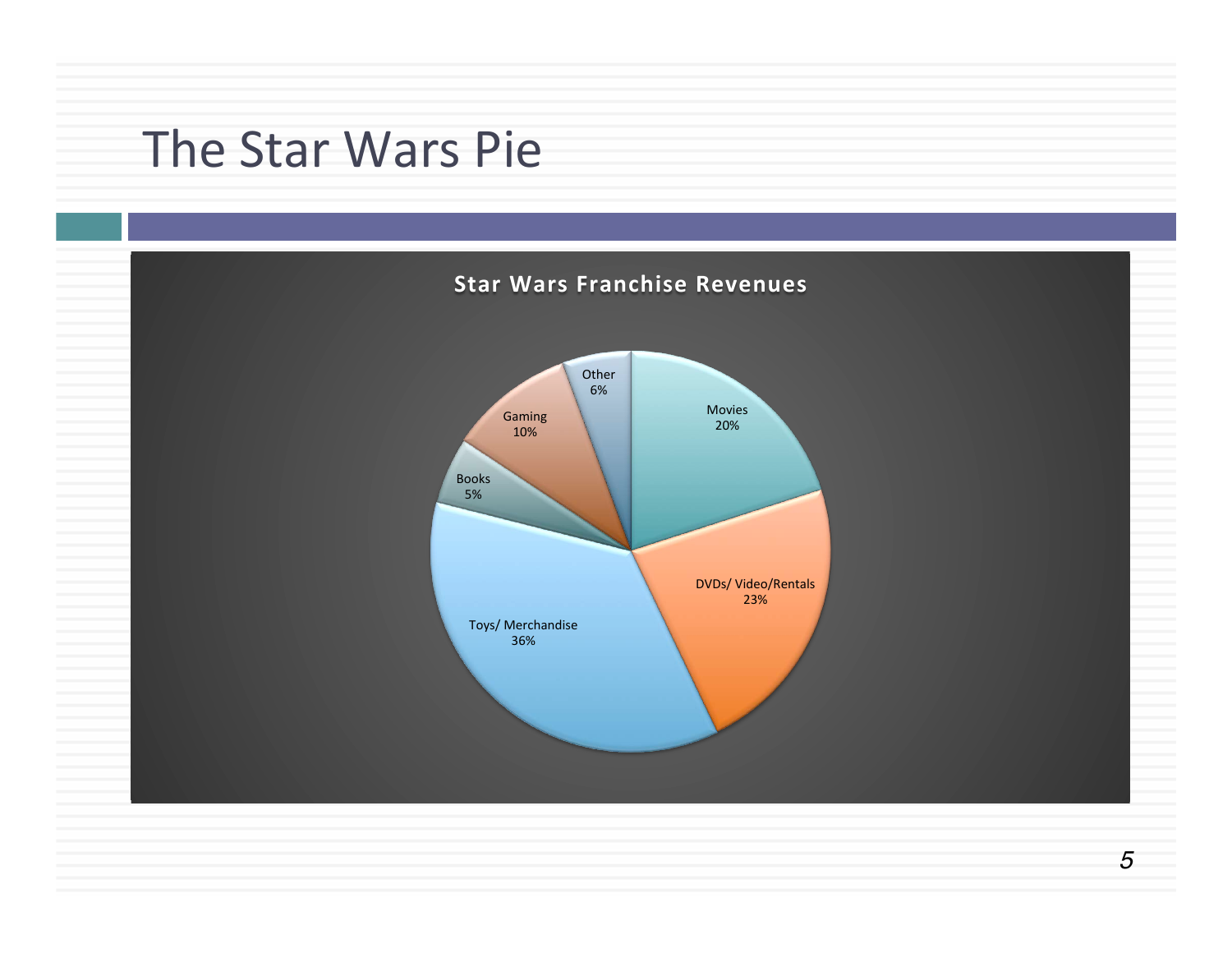# The Star Wars Pie

Star Wars Franchise Revenues

Movies
20%

DVDs/ Video/Rentals
23%

Toys/ Merchandise
36%

Books
5%

Gaming
10%

Other
6%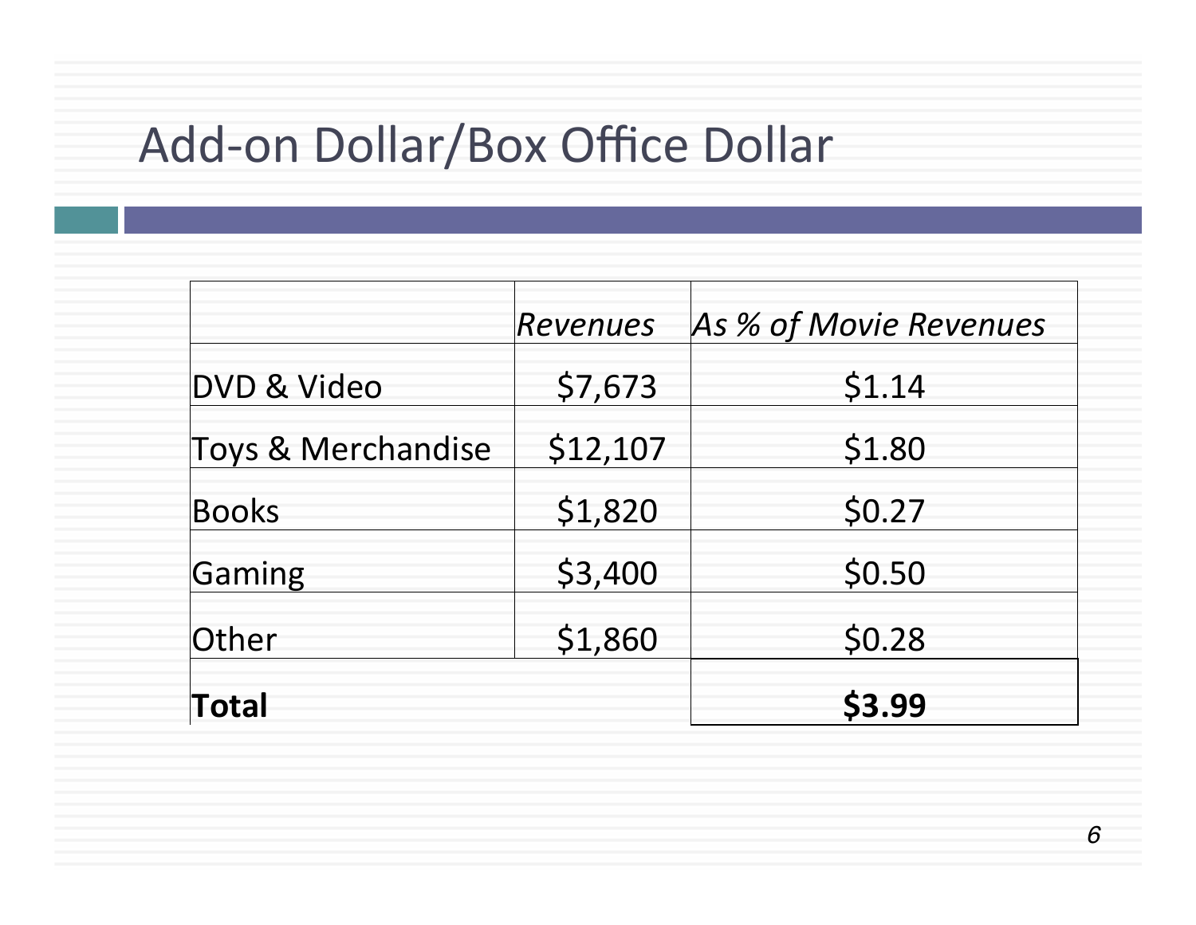# Add-on Dollar/Box Office Dollar

| | *Revenues* | *As % of Movie Revenues* |
|---|---|---|
| DVD & Video | $7,673 | $1.14 |
| Toys & Merchandise | $12,107 | $1.80 |
| Books | $1,820 | $0.27 |
| Gaming | $3,400 | $0.50 |
| Other | $1,860 | $0.28 |
| **Total** | | **$3.99** |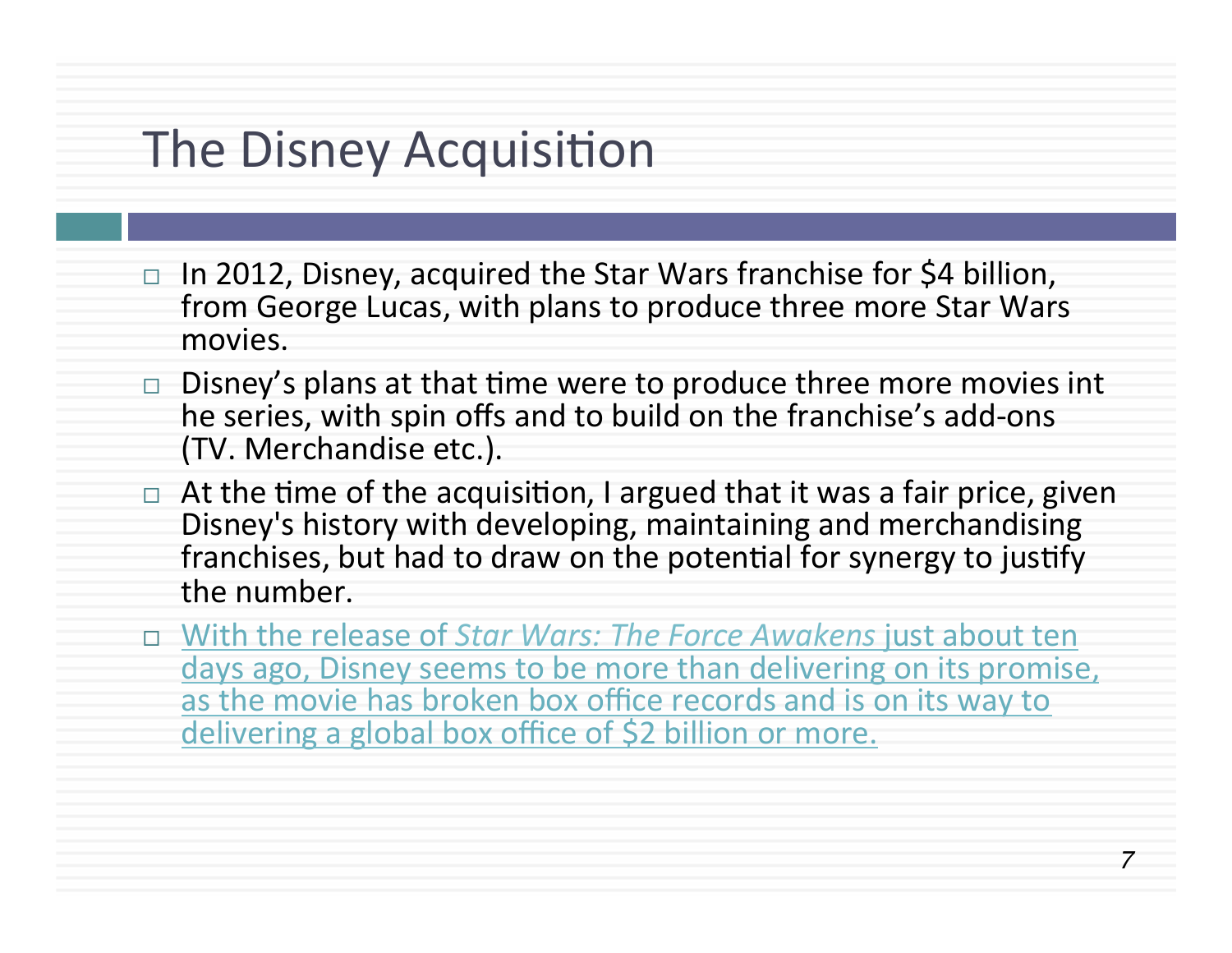# The Disney Acquisition

- In 2012, Disney, acquired the Star Wars franchise for $4 billion, from George Lucas, with plans to produce three more Star Wars movies.
- Disney's plans at that time were to produce three more movies int he series, with spin offs and to build on the franchise's add-ons (TV. Merchandise etc.).
- At the time of the acquisition, I argued that it was a fair price, given Disney's history with developing, maintaining and merchandising franchises, but had to draw on the potential for synergy to justify the number.
- With the release of *Star Wars: The Force Awakens* just about ten days ago, Disney seems to be more than delivering on its promise, as the movie has broken box office records and is on its way to delivering a global box office of $2 billion or more.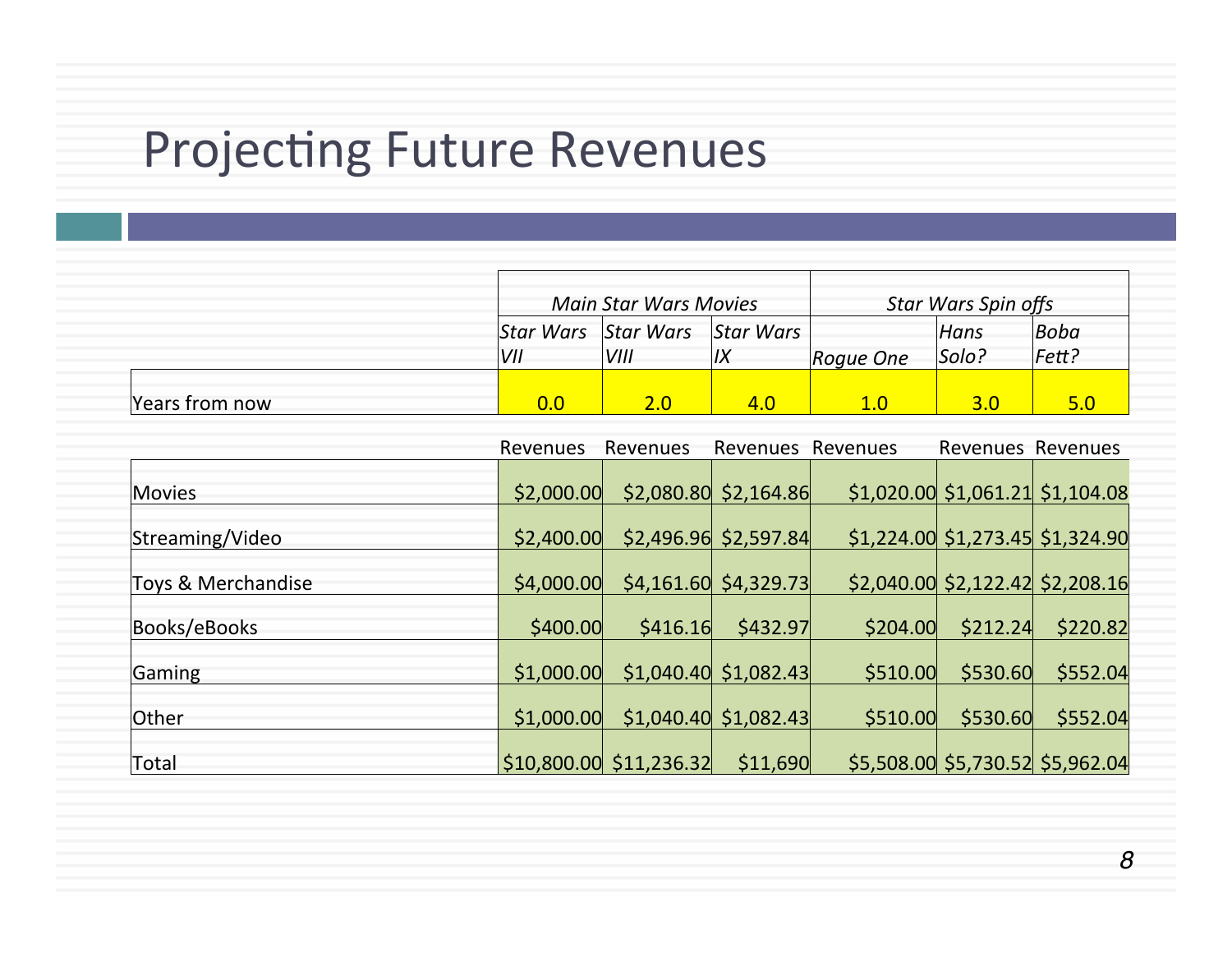# Projecting Future Revenues

| | *Main Star Wars Movies* | | | *Star Wars Spin offs* | | |
|---|---|---|---|---|---|---|
| | *Star Wars VII* | *Star Wars VIII* | *Star Wars IX* | *Rogue One* | *Hans Solo?* | *Boba Fett?* |
| Years from now | 0.0 | 2.0 | 4.0 | 1.0 | 3.0 | 5.0 |
| | Revenues | Revenues | Revenues | Revenues | Revenues | Revenues |
| Movies | $2,000.00 | $2,080.80 | $2,164.86 | $1,020.00 | $1,061.21 | $1,104.08 |
| Streaming/Video | $2,400.00 | $2,496.96 | $2,597.84 | $1,224.00 | $1,273.45 | $1,324.90 |
| Toys & Merchandise | $4,000.00 | $4,161.60 | $4,329.73 | $2,040.00 | $2,122.42 | $2,208.16 |
| Books/eBooks | $400.00 | $416.16 | $432.97 | $204.00 | $212.24 | $220.82 |
| Gaming | $1,000.00 | $1,040.40 | $1,082.43 | $510.00 | $530.60 | $552.04 |
| Other | $1,000.00 | $1,040.40 | $1,082.43 | $510.00 | $530.60 | $552.04 |
| Total | $10,800.00 | $11,236.32 | $11,690 | $5,508.00 | $5,730.52 | $5,962.04 |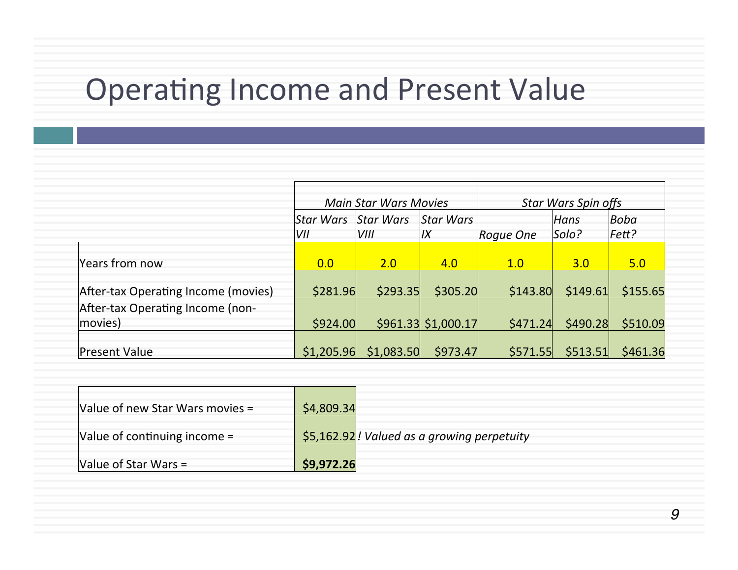# Operating Income and Present Value

| | Main Star Wars Movies | | | Star Wars Spin offs | | |
|---|---|---|---|---|---|---|
| | *Star Wars VII* | *Star Wars VIII* | *Star Wars IX* | *Rogue One* | *Hans Solo?* | *Boba Fett?* |
| Years from now | 0.0 | 2.0 | 4.0 | 1.0 | 3.0 | 5.0 |
| After-tax Operating Income (movies) | $281.96 | $293.35 | $305.20 | $143.80 | $149.61 | $155.65 |
| After-tax Operating Income (non-movies) | $924.00 | $961.33 | $1,000.17 | $471.24 | $490.28 | $510.09 |
| Present Value | $1,205.96 | $1,083.50 | $973.47 | $571.55 | $513.51 | $461.36 |

| | | |
|---|---|---|
| Value of new Star Wars movies = | $4,809.34 | |
| Value of continuing income = | $5,162.92 | ! *Valued as a growing perpetuity* |
| Value of Star Wars = | **$9,972.26** | |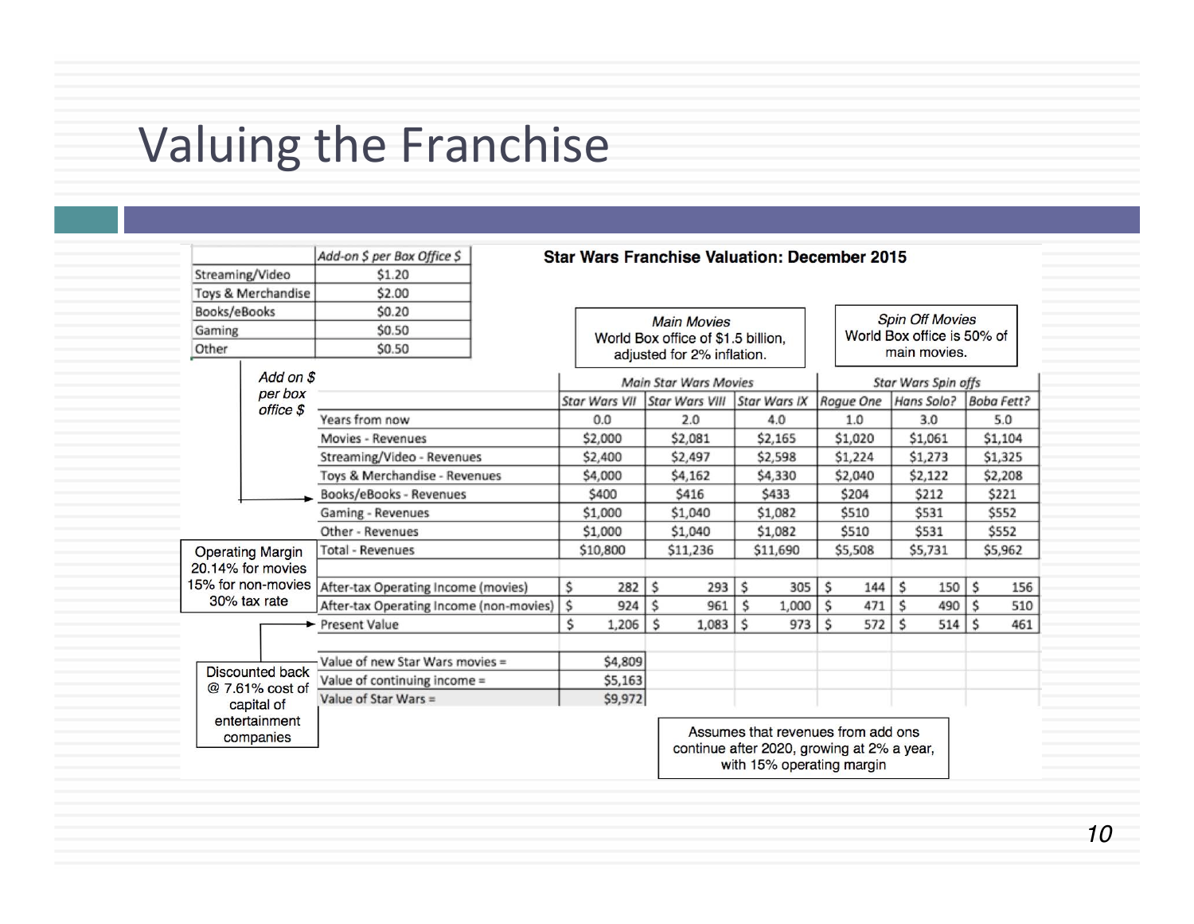# Valuing the Franchise

**Star Wars Franchise Valuation: December 2015**

| | Add-on \$ per Box Office \$ |
|---|---|
| Streaming/Video | \$1.20 |
| Toys & Merchandise | \$2.00 |
| Books/eBooks | \$0.20 |
| Gaming | \$0.50 |
| Other | \$0.50 |

*Main Movies*
World Box office of \$1.5 billion, adjusted for 2% inflation.

*Spin Off Movies*
World Box office is 50% of main movies.

| | *Main Star Wars Movies* | | | *Star Wars Spin offs* | | |
|---|---|---|---|---|---|---|
| | *Star Wars VII* | *Star Wars VIII* | *Star Wars IX* | *Rogue One* | *Hans Solo?* | *Boba Fett?* |
| Years from now | 0.0 | 2.0 | 4.0 | 1.0 | 3.0 | 5.0 |
| Movies - Revenues | \$2,000 | \$2,081 | \$2,165 | \$1,020 | \$1,061 | \$1,104 |
| Streaming/Video - Revenues | \$2,400 | \$2,497 | \$2,598 | \$1,224 | \$1,273 | \$1,325 |
| Toys & Merchandise - Revenues | \$4,000 | \$4,162 | \$4,330 | \$2,040 | \$2,122 | \$2,208 |
| Books/eBooks - Revenues | \$400 | \$416 | \$433 | \$204 | \$212 | \$221 |
| Gaming - Revenues | \$1,000 | \$1,040 | \$1,082 | \$510 | \$531 | \$552 |
| Other - Revenues | \$1,000 | \$1,040 | \$1,082 | \$510 | \$531 | \$552 |
| Total - Revenues | \$10,800 | \$11,236 | \$11,690 | \$5,508 | \$5,731 | \$5,962 |
| After-tax Operating Income (movies) | \$ 282 | \$ 293 | \$ 305 | \$ 144 | \$ 150 | \$ 156 |
| After-tax Operating Income (non-movies) | \$ 924 | \$ 961 | \$ 1,000 | \$ 471 | \$ 490 | \$ 510 |
| Present Value | \$ 1,206 | \$ 1,083 | \$ 973 | \$ 572 | \$ 514 | \$ 461 |

| | |
|---|---|
| Value of new Star Wars movies = | \$4,809 |
| Value of continuing income = | \$5,163 |
| Value of Star Wars = | \$9,972 |

*Add on \$ per box office \$*

Operating Margin
20.14% for movies
15% for non-movies
30% tax rate

Discounted back @ 7.61% cost of capital of entertainment companies

Assumes that revenues from add ons continue after 2020, growing at 2% a year, with 15% operating margin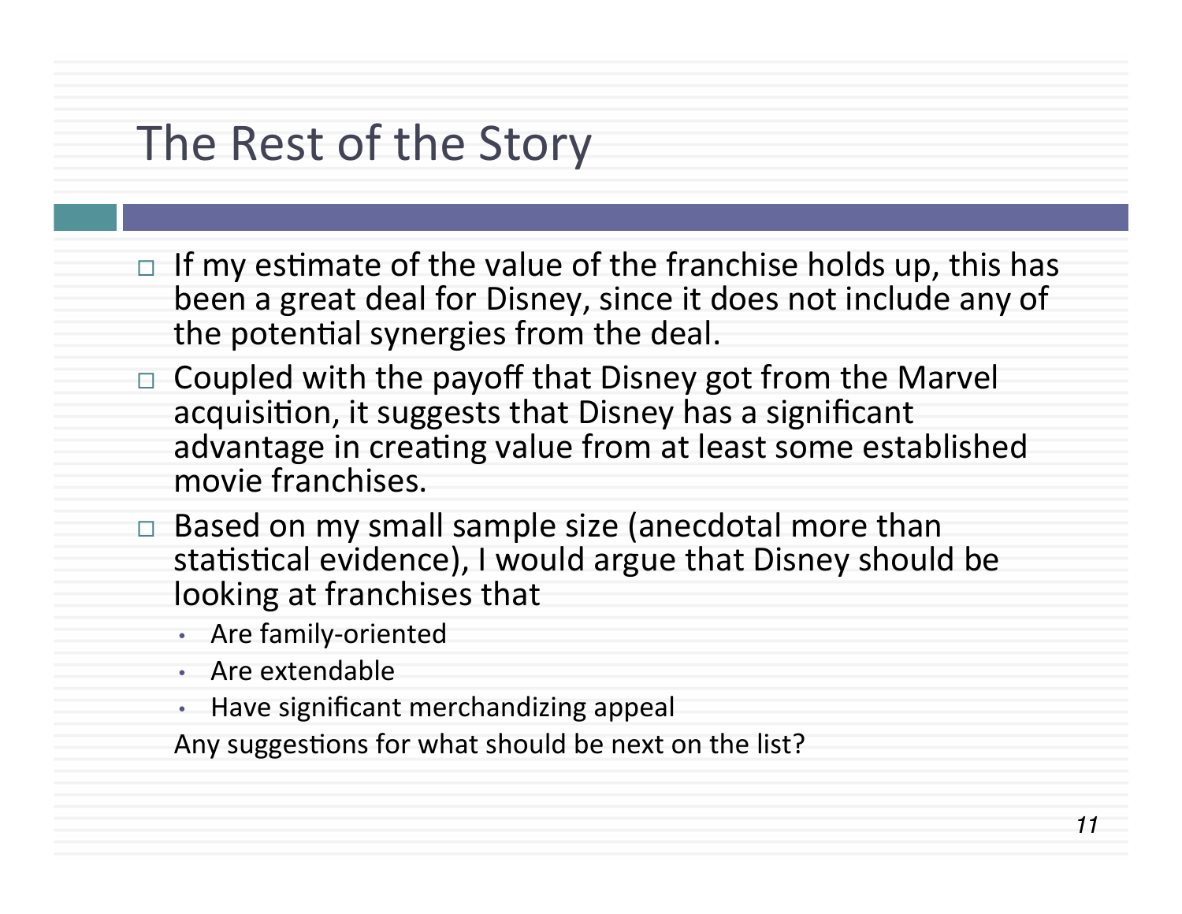# The Rest of the Story

- If my estimate of the value of the franchise holds up, this has been a great deal for Disney, since it does not include any of the potential synergies from the deal.
- Coupled with the payoff that Disney got from the Marvel acquisition, it suggests that Disney has a significant advantage in creating value from at least some established movie franchises.
- Based on my small sample size (anecdotal more than statistical evidence), I would argue that Disney should be looking at franchises that
  - Are family-oriented
  - Are extendable
  - Have significant merchandizing appeal

  Any suggestions for what should be next on the list?